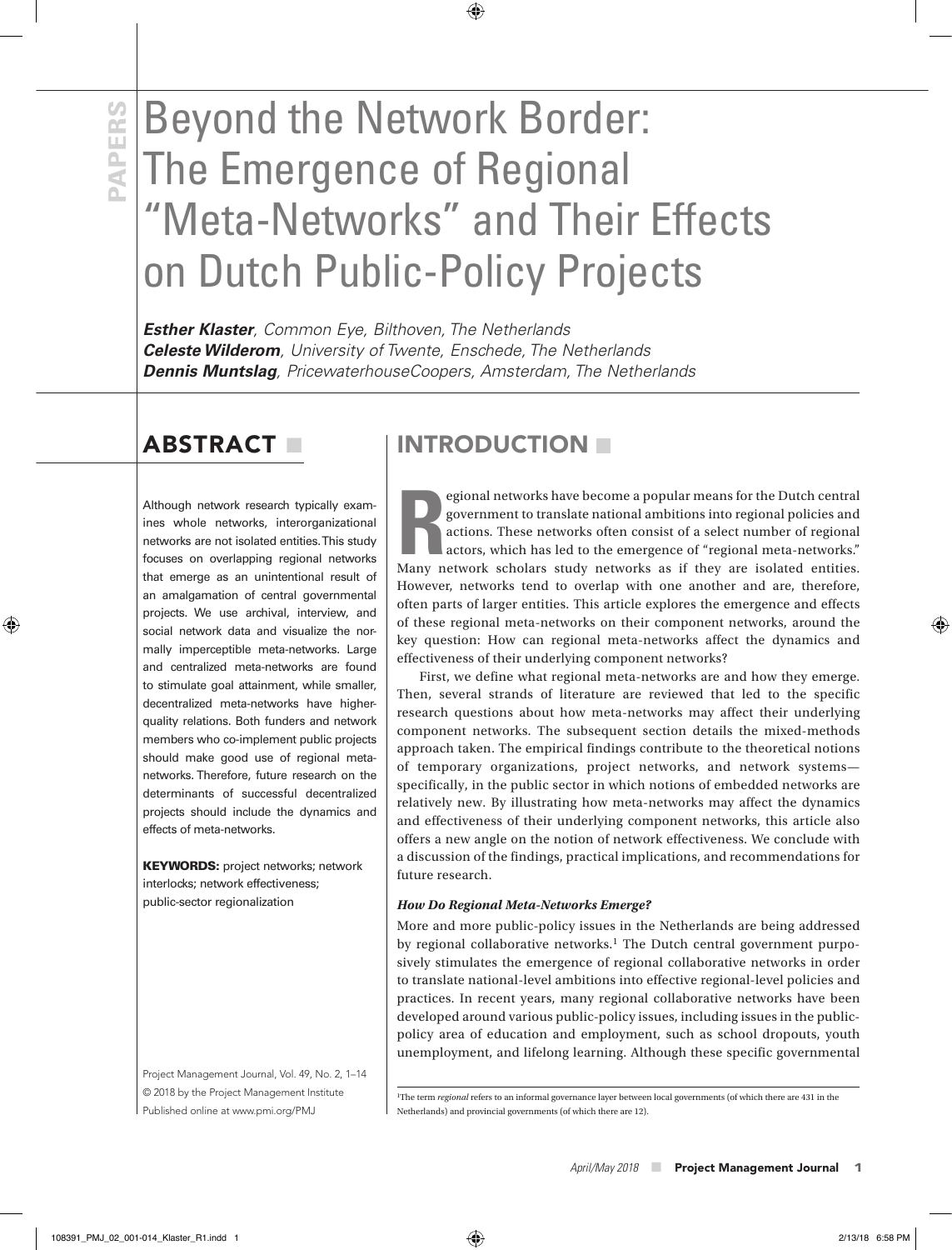# Beyond the Network Border: The Emergence of Regional "Meta-Networks" and Their Effects on Dutch Public-Policy Projects

***Esther Klaster**, Common Eye, Bilthoven, The Netherlands*
***Celeste Wilderom**, University of Twente, Enschede, The Netherlands*
***Dennis Muntslag**, PricewaterhouseCoopers, Amsterdam, The Netherlands*

## ABSTRACT

Although network research typically examines whole networks, interorganizational networks are not isolated entities. This study focuses on overlapping regional networks that emerge as an unintentional result of an amalgamation of central governmental projects. We use archival, interview, and social network data and visualize the normally imperceptible meta-networks. Large and centralized meta-networks are found to stimulate goal attainment, while smaller, decentralized meta-networks have higher-quality relations. Both funders and network members who co-implement public projects should make good use of regional meta-networks. Therefore, future research on the determinants of successful decentralized projects should include the dynamics and effects of meta-networks.

**KEYWORDS:** project networks; network interlocks; network effectiveness; public-sector regionalization

Project Management Journal, Vol. 49, No. 2, 1–14
© 2018 by the Project Management Institute
Published online at www.pmi.org/PMJ

## INTRODUCTION

Regional networks have become a popular means for the Dutch central government to translate national ambitions into regional policies and actions. These networks often consist of a select number of regional actors, which has led to the emergence of "regional meta-networks." Many network scholars study networks as if they are isolated entities. However, networks tend to overlap with one another and are, therefore, often parts of larger entities. This article explores the emergence and effects of these regional meta-networks on their component networks, around the key question: How can regional meta-networks affect the dynamics and effectiveness of their underlying component networks?

First, we define what regional meta-networks are and how they emerge. Then, several strands of literature are reviewed that led to the specific research questions about how meta-networks may affect their underlying component networks. The subsequent section details the mixed-methods approach taken. The empirical findings contribute to the theoretical notions of temporary organizations, project networks, and network systems—specifically, in the public sector in which notions of embedded networks are relatively new. By illustrating how meta-networks may affect the dynamics and effectiveness of their underlying component networks, this article also offers a new angle on the notion of network effectiveness. We conclude with a discussion of the findings, practical implications, and recommendations for future research.

### *How Do Regional Meta-Networks Emerge?*

More and more public-policy issues in the Netherlands are being addressed by regional collaborative networks.[1] The Dutch central government purposively stimulates the emergence of regional collaborative networks in order to translate national-level ambitions into effective regional-level policies and practices. In recent years, many regional collaborative networks have been developed around various public-policy issues, including issues in the public-policy area of education and employment, such as school dropouts, youth unemployment, and lifelong learning. Although these specific governmental

[1]The term *regional* refers to an informal governance layer between local governments (of which there are 431 in the Netherlands) and provincial governments (of which there are 12).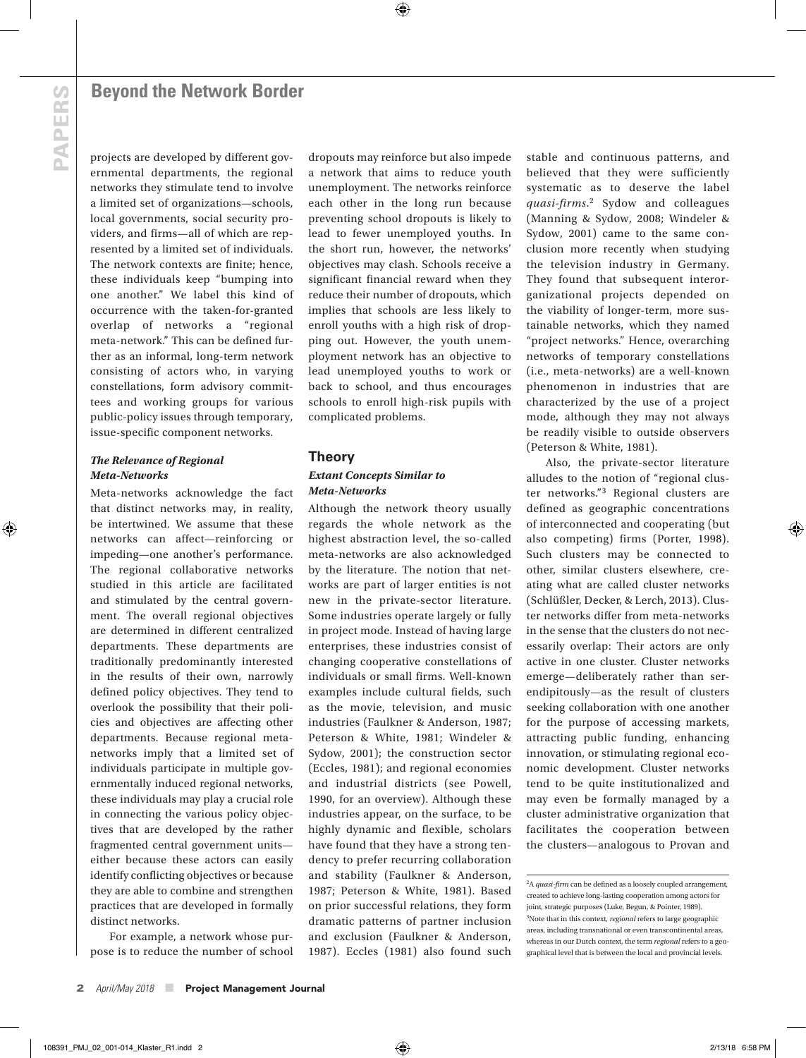projects are developed by different governmental departments, the regional networks they stimulate tend to involve a limited set of organizations—schools, local governments, social security providers, and firms—all of which are represented by a limited set of individuals. The network contexts are finite; hence, these individuals keep "bumping into one another." We label this kind of occurrence with the taken-for-granted overlap of networks a "regional meta-network." This can be defined further as an informal, long-term network consisting of actors who, in varying constellations, form advisory committees and working groups for various public-policy issues through temporary, issue-specific component networks.

### *The Relevance of Regional Meta-Networks*

Meta-networks acknowledge the fact that distinct networks may, in reality, be intertwined. We assume that these networks can affect—reinforcing or impeding—one another's performance. The regional collaborative networks studied in this article are facilitated and stimulated by the central government. The overall regional objectives are determined in different centralized departments. These departments are traditionally predominantly interested in the results of their own, narrowly defined policy objectives. They tend to overlook the possibility that their policies and objectives are affecting other departments. Because regional meta-networks imply that a limited set of individuals participate in multiple governmentally induced regional networks, these individuals may play a crucial role in connecting the various policy objectives that are developed by the rather fragmented central government units—either because these actors can easily identify conflicting objectives or because they are able to combine and strengthen practices that are developed in formally distinct networks.

For example, a network whose purpose is to reduce the number of school dropouts may reinforce but also impede a network that aims to reduce youth unemployment. The networks reinforce each other in the long run because preventing school dropouts is likely to lead to fewer unemployed youths. In the short run, however, the networks' objectives may clash. Schools receive a significant financial reward when they reduce their number of dropouts, which implies that schools are less likely to enroll youths with a high risk of dropping out. However, the youth unemployment network has an objective to lead unemployed youths to work or back to school, and thus encourages schools to enroll high-risk pupils with complicated problems.

## Theory

### *Extant Concepts Similar to Meta-Networks*

Although the network theory usually regards the whole network as the highest abstraction level, the so-called meta-networks are also acknowledged by the literature. The notion that networks are part of larger entities is not new in the private-sector literature. Some industries operate largely or fully in project mode. Instead of having large enterprises, these industries consist of changing cooperative constellations of individuals or small firms. Well-known examples include cultural fields, such as the movie, television, and music industries (Faulkner & Anderson, 1987; Peterson & White, 1981; Windeler & Sydow, 2001); the construction sector (Eccles, 1981); and regional economies and industrial districts (see Powell, 1990, for an overview). Although these industries appear, on the surface, to be highly dynamic and flexible, scholars have found that they have a strong tendency to prefer recurring collaboration and stability (Faulkner & Anderson, 1987; Peterson & White, 1981). Based on prior successful relations, they form dramatic patterns of partner inclusion and exclusion (Faulkner & Anderson, 1987). Eccles (1981) also found such stable and continuous patterns, and believed that they were sufficiently systematic as to deserve the label *quasi-firms*.[2] Sydow and colleagues (Manning & Sydow, 2008; Windeler & Sydow, 2001) came to the same conclusion more recently when studying the television industry in Germany. They found that subsequent interorganizational projects depended on the viability of longer-term, more sustainable networks, which they named "project networks." Hence, overarching networks of temporary constellations (i.e., meta-networks) are a well-known phenomenon in industries that are characterized by the use of a project mode, although they may not always be readily visible to outside observers (Peterson & White, 1981).

Also, the private-sector literature alludes to the notion of "regional cluster networks."[3] Regional clusters are defined as geographic concentrations of interconnected and cooperating (but also competing) firms (Porter, 1998). Such clusters may be connected to other, similar clusters elsewhere, creating what are called cluster networks (Schlüßler, Decker, & Lerch, 2013). Cluster networks differ from meta-networks in the sense that the clusters do not necessarily overlap: Their actors are only active in one cluster. Cluster networks emerge—deliberately rather than serendipitously—as the result of clusters seeking collaboration with one another for the purpose of accessing markets, attracting public funding, enhancing innovation, or stimulating regional economic development. Cluster networks tend to be quite institutionalized and may even be formally managed by a cluster administrative organization that facilitates the cooperation between the clusters—analogous to Provan and

---

[2]A *quasi-firm* can be defined as a loosely coupled arrangement, created to achieve long-lasting cooperation among actors for joint, strategic purposes (Luke, Begun, & Pointer, 1989).

[3]Note that in this context, *regional* refers to large geographic areas, including transnational or even transcontinental areas, whereas in our Dutch context, the term *regional* refers to a geographical level that is between the local and provincial levels.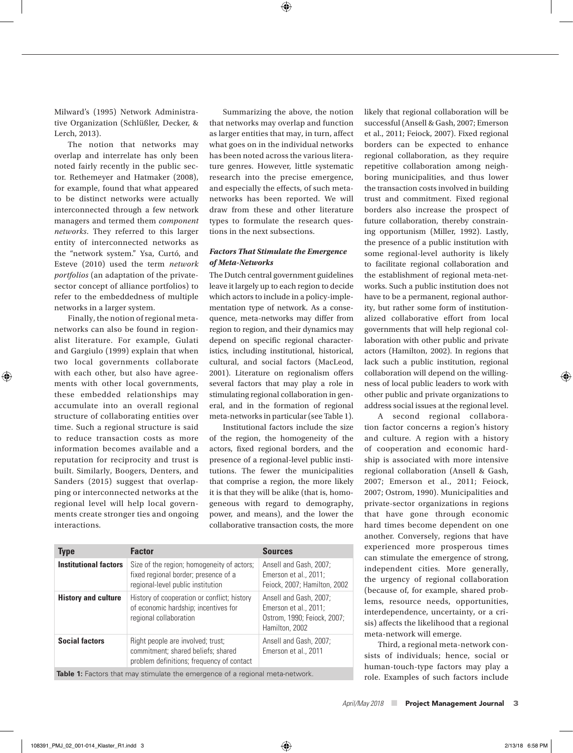Milward's (1995) Network Administrative Organization (Schlüßler, Decker, & Lerch, 2013).

The notion that networks may overlap and interrelate has only been noted fairly recently in the public sector. Rethemeyer and Hatmaker (2008), for example, found that what appeared to be distinct networks were actually interconnected through a few network managers and termed them *component networks*. They referred to this larger entity of interconnected networks as the "network system." Ysa, Curtó, and Esteve (2010) used the term *network portfolios* (an adaptation of the private-sector concept of alliance portfolios) to refer to the embeddedness of multiple networks in a larger system.

Finally, the notion of regional meta-networks can also be found in regionalist literature. For example, Gulati and Gargiulo (1999) explain that when two local governments collaborate with each other, but also have agreements with other local governments, these embedded relationships may accumulate into an overall regional structure of collaborating entities over time. Such a regional structure is said to reduce transaction costs as more information becomes available and a reputation for reciprocity and trust is built. Similarly, Boogers, Denters, and Sanders (2015) suggest that overlapping or interconnected networks at the regional level will help local governments create stronger ties and ongoing interactions.

Summarizing the above, the notion that networks may overlap and function as larger entities that may, in turn, affect what goes on in the individual networks has been noted across the various literature genres. However, little systematic research into the precise emergence, and especially the effects, of such meta-networks has been reported. We will draw from these and other literature types to formulate the research questions in the next subsections.

### *Factors That Stimulate the Emergence of Meta-Networks*

The Dutch central government guidelines leave it largely up to each region to decide which actors to include in a policy-implementation type of network. As a consequence, meta-networks may differ from region to region, and their dynamics may depend on specific regional characteristics, including institutional, historical, cultural, and social factors (MacLeod, 2001). Literature on regionalism offers several factors that may play a role in stimulating regional collaboration in general, and in the formation of regional meta-networks in particular (see Table 1).

Institutional factors include the size of the region, the homogeneity of the actors, fixed regional borders, and the presence of a regional-level public institutions. The fewer the municipalities that comprise a region, the more likely it is that they will be alike (that is, homogeneous with regard to demography, power, and means), and the lower the collaborative transaction costs, the more likely that regional collaboration will be successful (Ansell & Gash, 2007; Emerson et al., 2011; Feiock, 2007). Fixed regional borders can be expected to enhance regional collaboration, as they require repetitive collaboration among neighboring municipalities, and thus lower the transaction costs involved in building trust and commitment. Fixed regional borders also increase the prospect of future collaboration, thereby constraining opportunism (Miller, 1992). Lastly, the presence of a public institution with some regional-level authority is likely to facilitate regional collaboration and the establishment of regional meta-networks. Such a public institution does not have to be a permanent, regional authority, but rather some form of institutionalized collaborative effort from local governments that will help regional collaboration with other public and private actors (Hamilton, 2002). In regions that lack such a public institution, regional collaboration will depend on the willingness of local public leaders to work with other public and private organizations to address social issues at the regional level.

A second regional collaboration factor concerns a region's history and culture. A region with a history of cooperation and economic hardship is associated with more intensive regional collaboration (Ansell & Gash, 2007; Emerson et al., 2011; Feiock, 2007; Ostrom, 1990). Municipalities and private-sector organizations in regions that have gone through economic hard times become dependent on one another. Conversely, regions that have experienced more prosperous times can stimulate the emergence of strong, independent cities. More generally, the urgency of regional collaboration (because of, for example, shared problems, resource needs, opportunities, interdependence, uncertainty, or a crisis) affects the likelihood that a regional meta-network will emerge.

Third, a regional meta-network consists of individuals; hence, social or human-touch-type factors may play a role. Examples of such factors include

| Type | Factor | Sources |
|---|---|---|
| **Institutional factors** | Size of the region; homogeneity of actors; fixed regional border; presence of a regional-level public institution | Ansell and Gash, 2007; Emerson et al., 2011; Feiock, 2007; Hamilton, 2002 |
| **History and culture** | History of cooperation or conflict; history of economic hardship; incentives for regional collaboration | Ansell and Gash, 2007; Emerson et al., 2011; Ostrom, 1990; Feiock, 2007; Hamilton, 2002 |
| **Social factors** | Right people are involved; trust; commitment; shared beliefs; shared problem definitions; frequency of contact | Ansell and Gash, 2007; Emerson et al., 2011 |

**Table 1:** Factors that may stimulate the emergence of a regional meta-network.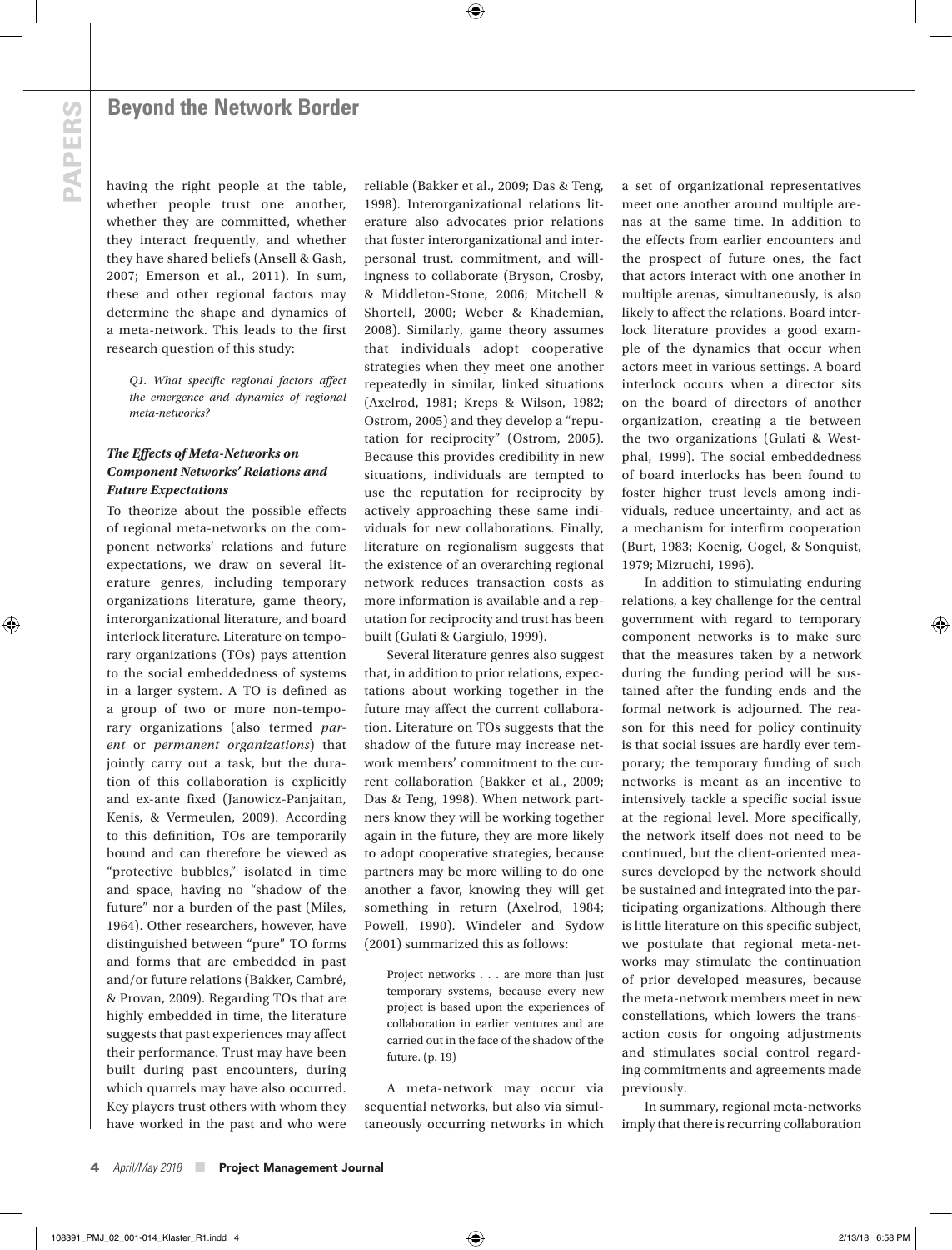having the right people at the table, whether people trust one another, whether they are committed, whether they interact frequently, and whether they have shared beliefs (Ansell & Gash, 2007; Emerson et al., 2011). In sum, these and other regional factors may determine the shape and dynamics of a meta-network. This leads to the first research question of this study:

> *Q1. What specific regional factors affect the emergence and dynamics of regional meta-networks?*

### *The Effects of Meta-Networks on Component Networks' Relations and Future Expectations*

To theorize about the possible effects of regional meta-networks on the component networks' relations and future expectations, we draw on several literature genres, including temporary organizations literature, game theory, interorganizational literature, and board interlock literature. Literature on temporary organizations (TOs) pays attention to the social embeddedness of systems in a larger system. A TO is defined as a group of two or more non-temporary organizations (also termed *parent* or *permanent organizations*) that jointly carry out a task, but the duration of this collaboration is explicitly and ex-ante fixed (Janowicz-Panjaitan, Kenis, & Vermeulen, 2009). According to this definition, TOs are temporarily bound and can therefore be viewed as "protective bubbles," isolated in time and space, having no "shadow of the future" nor a burden of the past (Miles, 1964). Other researchers, however, have distinguished between "pure" TO forms and forms that are embedded in past and/or future relations (Bakker, Cambré, & Provan, 2009). Regarding TOs that are highly embedded in time, the literature suggests that past experiences may affect their performance. Trust may have been built during past encounters, during which quarrels may have also occurred. Key players trust others with whom they have worked in the past and who were reliable (Bakker et al., 2009; Das & Teng, 1998). Interorganizational relations literature also advocates prior relations that foster interorganizational and interpersonal trust, commitment, and willingness to collaborate (Bryson, Crosby, & Middleton-Stone, 2006; Mitchell & Shortell, 2000; Weber & Khademian, 2008). Similarly, game theory assumes that individuals adopt cooperative strategies when they meet one another repeatedly in similar, linked situations (Axelrod, 1981; Kreps & Wilson, 1982; Ostrom, 2005) and they develop a "reputation for reciprocity" (Ostrom, 2005). Because this provides credibility in new situations, individuals are tempted to use the reputation for reciprocity by actively approaching these same individuals for new collaborations. Finally, literature on regionalism suggests that the existence of an overarching regional network reduces transaction costs as more information is available and a reputation for reciprocity and trust has been built (Gulati & Gargiulo, 1999).

Several literature genres also suggest that, in addition to prior relations, expectations about working together in the future may affect the current collaboration. Literature on TOs suggests that the shadow of the future may increase network members' commitment to the current collaboration (Bakker et al., 2009; Das & Teng, 1998). When network partners know they will be working together again in the future, they are more likely to adopt cooperative strategies, because partners may be more willing to do one another a favor, knowing they will get something in return (Axelrod, 1984; Powell, 1990). Windeler and Sydow (2001) summarized this as follows:

> Project networks . . . are more than just temporary systems, because every new project is based upon the experiences of collaboration in earlier ventures and are carried out in the face of the shadow of the future. (p. 19)

A meta-network may occur via sequential networks, but also via simultaneously occurring networks in which a set of organizational representatives meet one another around multiple arenas at the same time. In addition to the effects from earlier encounters and the prospect of future ones, the fact that actors interact with one another in multiple arenas, simultaneously, is also likely to affect the relations. Board interlock literature provides a good example of the dynamics that occur when actors meet in various settings. A board interlock occurs when a director sits on the board of directors of another organization, creating a tie between the two organizations (Gulati & Westphal, 1999). The social embeddedness of board interlocks has been found to foster higher trust levels among individuals, reduce uncertainty, and act as a mechanism for interfirm cooperation (Burt, 1983; Koenig, Gogel, & Sonquist, 1979; Mizruchi, 1996).

In addition to stimulating enduring relations, a key challenge for the central government with regard to temporary component networks is to make sure that the measures taken by a network during the funding period will be sustained after the funding ends and the formal network is adjourned. The reason for this need for policy continuity is that social issues are hardly ever temporary; the temporary funding of such networks is meant as an incentive to intensively tackle a specific social issue at the regional level. More specifically, the network itself does not need to be continued, but the client-oriented measures developed by the network should be sustained and integrated into the participating organizations. Although there is little literature on this specific subject, we postulate that regional meta-networks may stimulate the continuation of prior developed measures, because the meta-network members meet in new constellations, which lowers the transaction costs for ongoing adjustments and stimulates social control regarding commitments and agreements made previously.

In summary, regional meta-networks imply that there is recurring collaboration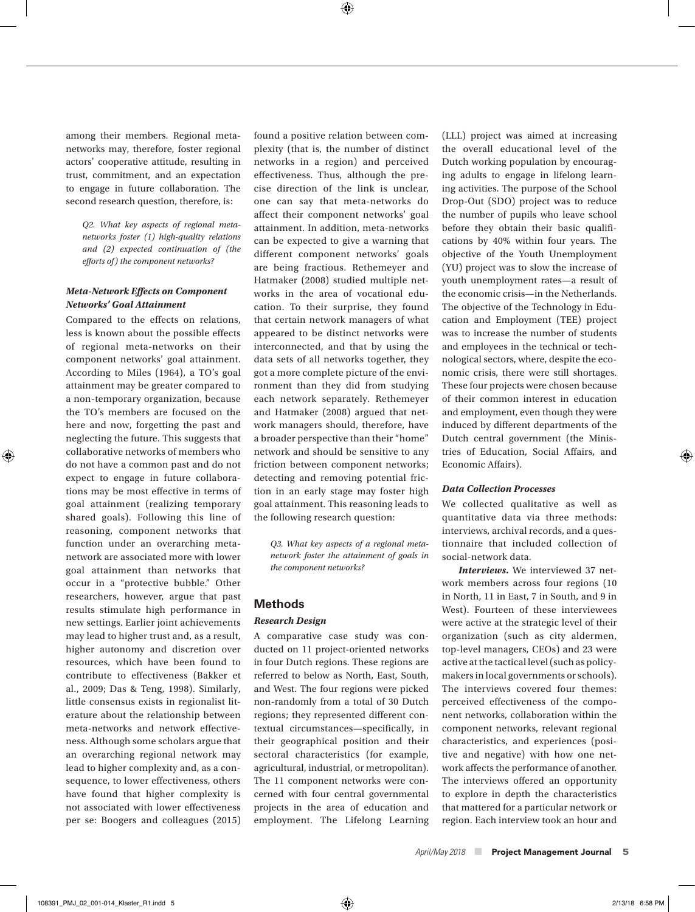among their members. Regional meta-networks may, therefore, foster regional actors' cooperative attitude, resulting in trust, commitment, and an expectation to engage in future collaboration. The second research question, therefore, is:

> *Q2. What key aspects of regional meta-networks foster (1) high-quality relations and (2) expected continuation of (the efforts of) the component networks?*

### *Meta-Network Effects on Component Networks' Goal Attainment*

Compared to the effects on relations, less is known about the possible effects of regional meta-networks on their component networks' goal attainment. According to Miles (1964), a TO's goal attainment may be greater compared to a non-temporary organization, because the TO's members are focused on the here and now, forgetting the past and neglecting the future. This suggests that collaborative networks of members who do not have a common past and do not expect to engage in future collaborations may be most effective in terms of goal attainment (realizing temporary shared goals). Following this line of reasoning, component networks that function under an overarching meta-network are associated more with lower goal attainment than networks that occur in a "protective bubble." Other researchers, however, argue that past results stimulate high performance in new settings. Earlier joint achievements may lead to higher trust and, as a result, higher autonomy and discretion over resources, which have been found to contribute to effectiveness (Bakker et al., 2009; Das & Teng, 1998). Similarly, little consensus exists in regionalist literature about the relationship between meta-networks and network effectiveness. Although some scholars argue that an overarching regional network may lead to higher complexity and, as a consequence, to lower effectiveness, others have found that higher complexity is not associated with lower effectiveness per se: Boogers and colleagues (2015) found a positive relation between complexity (that is, the number of distinct networks in a region) and perceived effectiveness. Thus, although the precise direction of the link is unclear, one can say that meta-networks do affect their component networks' goal attainment. In addition, meta-networks can be expected to give a warning that different component networks' goals are being fractious. Rethemeyer and Hatmaker (2008) studied multiple networks in the area of vocational education. To their surprise, they found that certain network managers of what appeared to be distinct networks were interconnected, and that by using the data sets of all networks together, they got a more complete picture of the environment than they did from studying each network separately. Rethemeyer and Hatmaker (2008) argued that network managers should, therefore, have a broader perspective than their "home" network and should be sensitive to any friction between component networks; detecting and removing potential friction in an early stage may foster high goal attainment. This reasoning leads to the following research question:

> *Q3. What key aspects of a regional meta-network foster the attainment of goals in the component networks?*

## Methods

### *Research Design*

A comparative case study was conducted on 11 project-oriented networks in four Dutch regions. These regions are referred to below as North, East, South, and West. The four regions were picked non-randomly from a total of 30 Dutch regions; they represented different contextual circumstances—specifically, in their geographical position and their sectoral characteristics (for example, agricultural, industrial, or metropolitan). The 11 component networks were concerned with four central governmental projects in the area of education and employment. The Lifelong Learning (LLL) project was aimed at increasing the overall educational level of the Dutch working population by encouraging adults to engage in lifelong learning activities. The purpose of the School Drop-Out (SDO) project was to reduce the number of pupils who leave school before they obtain their basic qualifications by 40% within four years. The objective of the Youth Unemployment (YU) project was to slow the increase of youth unemployment rates—a result of the economic crisis—in the Netherlands. The objective of the Technology in Education and Employment (TEE) project was to increase the number of students and employees in the technical or technological sectors, where, despite the economic crisis, there were still shortages. These four projects were chosen because of their common interest in education and employment, even though they were induced by different departments of the Dutch central government (the Ministries of Education, Social Affairs, and Economic Affairs).

### *Data Collection Processes*

We collected qualitative as well as quantitative data via three methods: interviews, archival records, and a questionnaire that included collection of social-network data.

***Interviews.*** We interviewed 37 network members across four regions (10 in North, 11 in East, 7 in South, and 9 in West). Fourteen of these interviewees were active at the strategic level of their organization (such as city aldermen, top-level managers, CEOs) and 23 were active at the tactical level (such as policy-makers in local governments or schools). The interviews covered four themes: perceived effectiveness of the component networks, collaboration within the component networks, relevant regional characteristics, and experiences (positive and negative) with how one network affects the performance of another. The interviews offered an opportunity to explore in depth the characteristics that mattered for a particular network or region. Each interview took an hour and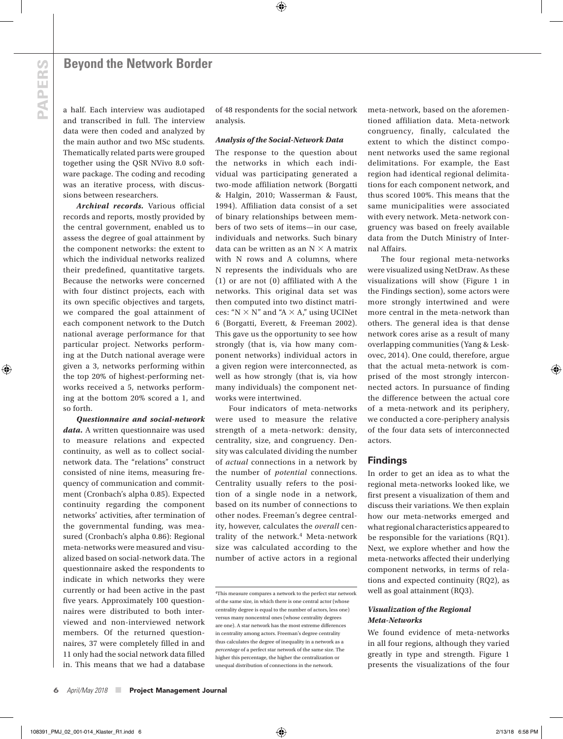a half. Each interview was audiotaped and transcribed in full. The interview data were then coded and analyzed by the main author and two MSc students. Thematically related parts were grouped together using the QSR NVivo 8.0 software package. The coding and recoding was an iterative process, with discussions between researchers.

***Archival records.*** Various official records and reports, mostly provided by the central government, enabled us to assess the degree of goal attainment by the component networks: the extent to which the individual networks realized their predefined, quantitative targets. Because the networks were concerned with four distinct projects, each with its own specific objectives and targets, we compared the goal attainment of each component network to the Dutch national average performance for that particular project. Networks performing at the Dutch national average were given a 3, networks performing within the top 20% of highest-performing networks received a 5, networks performing at the bottom 20% scored a 1, and so forth.

***Questionnaire and social-network data.*** A written questionnaire was used to measure relations and expected continuity, as well as to collect social-network data. The "relations" construct consisted of nine items, measuring frequency of communication and commitment (Cronbach's alpha 0.85). Expected continuity regarding the component networks' activities, after termination of the governmental funding, was measured (Cronbach's alpha 0.86): Regional meta-networks were measured and visualized based on social-network data. The questionnaire asked the respondents to indicate in which networks they were currently or had been active in the past five years. Approximately 100 questionnaires were distributed to both interviewed and non-interviewed network members. Of the returned questionnaires, 37 were completely filled in and 11 only had the social network data filled in. This means that we had a database of 48 respondents for the social network analysis.

### *Analysis of the Social-Network Data*

The response to the question about the networks in which each individual was participating generated a two-mode affiliation network (Borgatti & Halgin, 2010; Wasserman & Faust, 1994). Affiliation data consist of a set of binary relationships between members of two sets of items—in our case, individuals and networks. Such binary data can be written as an N × A matrix with N rows and A columns, where N represents the individuals who are (1) or are not (0) affiliated with A the networks. This original data set was then computed into two distinct matrices: "N × N" and "A × A," using UCINet 6 (Borgatti, Everett, & Freeman 2002). This gave us the opportunity to see how strongly (that is, via how many component networks) individual actors in a given region were interconnected, as well as how strongly (that is, via how many individuals) the component networks were intertwined.

Four indicators of meta-networks were used to measure the relative strength of a meta-network: density, centrality, size, and congruency. Density was calculated dividing the number of *actual* connections in a network by the number of *potential* connections. Centrality usually refers to the position of a single node in a network, based on its number of connections to other nodes. Freeman's degree centrality, however, calculates the *overall* centrality of the network.[4] Meta-network size was calculated according to the number of active actors in a regional meta-network, based on the aforementioned affiliation data. Meta-network congruency, finally, calculated the extent to which the distinct component networks used the same regional delimitations. For example, the East region had identical regional delimitations for each component network, and thus scored 100%. This means that the same municipalities were associated with every network. Meta-network congruency was based on freely available data from the Dutch Ministry of Internal Affairs.

The four regional meta-networks were visualized using NetDraw. As these visualizations will show (Figure 1 in the Findings section), some actors were more strongly intertwined and were more central in the meta-network than others. The general idea is that dense network cores arise as a result of many overlapping communities (Yang & Leskovec, 2014). One could, therefore, argue that the actual meta-network is comprised of the most strongly interconnected actors. In pursuance of finding the difference between the actual core of a meta-network and its periphery, we conducted a core-periphery analysis of the four data sets of interconnected actors.

## Findings

In order to get an idea as to what the regional meta-networks looked like, we first present a visualization of them and discuss their variations. We then explain how our meta-networks emerged and what regional characteristics appeared to be responsible for the variations (RQ1). Next, we explore whether and how the meta-networks affected their underlying component networks, in terms of relations and expected continuity (RQ2), as well as goal attainment (RQ3).

### *Visualization of the Regional Meta-Networks*

We found evidence of meta-networks in all four regions, although they varied greatly in type and strength. Figure 1 presents the visualizations of the four

[4] This measure compares a network to the perfect star network of the same size, in which there is one central actor (whose centrality degree is equal to the number of actors, less one) versus many noncentral ones (whose centrality degrees are one). A star network has the most extreme differences in centrality among actors. Freeman's degree centrality thus calculates the degree of inequality in a network as a *percentage* of a perfect star network of the same size. The higher this percentage, the higher the centralization or unequal distribution of connections in the network.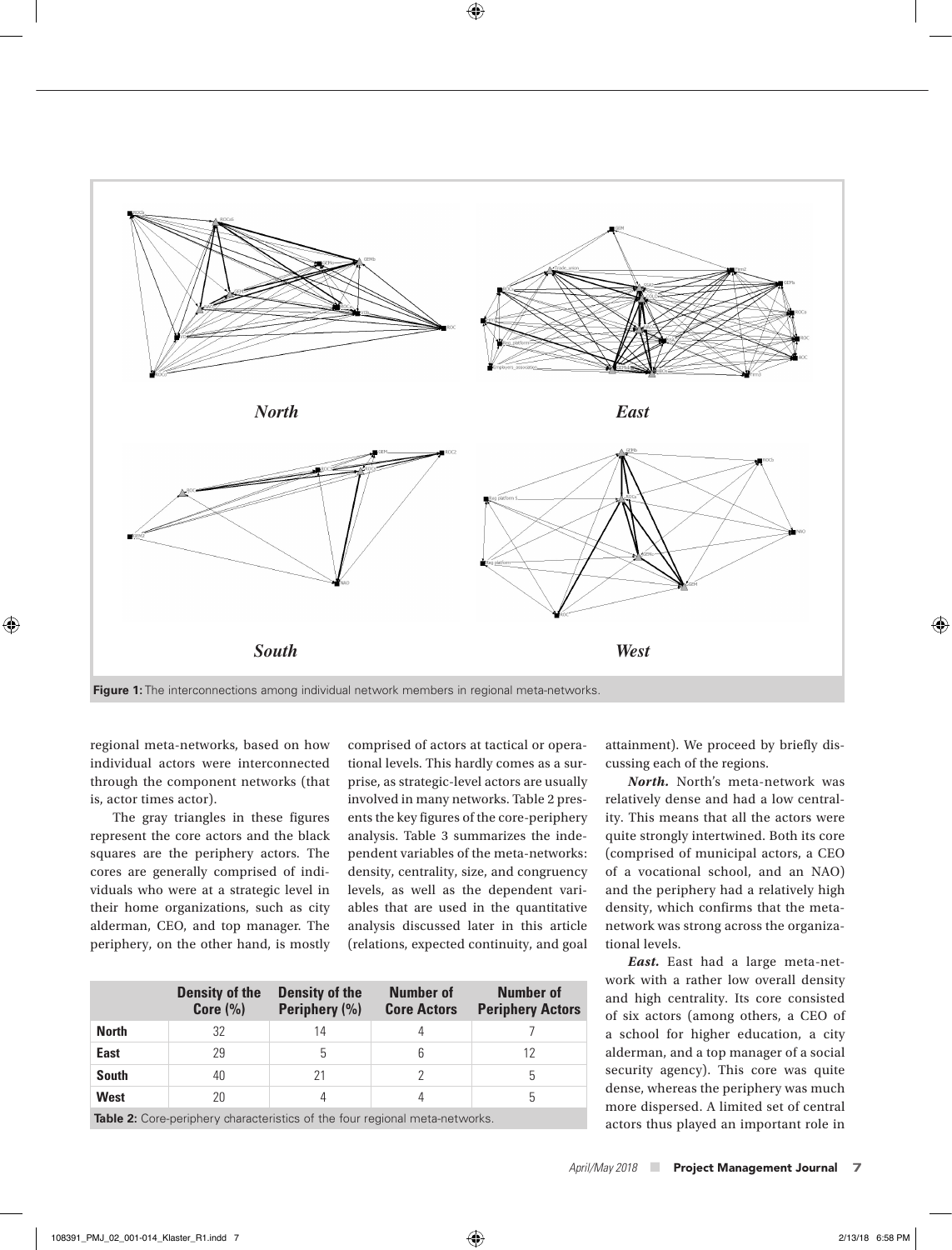**Figure 1:** The interconnections among individual network members in regional meta-networks.

regional meta-networks, based on how individual actors were interconnected through the component networks (that is, actor times actor).

The gray triangles in these figures represent the core actors and the black squares are the periphery actors. The cores are generally comprised of individuals who were at a strategic level in their home organizations, such as city alderman, CEO, and top manager. The periphery, on the other hand, is mostly comprised of actors at tactical or operational levels. This hardly comes as a surprise, as strategic-level actors are usually involved in many networks. Table 2 presents the key figures of the core-periphery analysis. Table 3 summarizes the independent variables of the meta-networks: density, centrality, size, and congruency levels, as well as the dependent variables that are used in the quantitative analysis discussed later in this article (relations, expected continuity, and goal attainment). We proceed by briefly discussing each of the regions.

| | Density of the Core (%) | Density of the Periphery (%) | Number of Core Actors | Number of Periphery Actors |
|---|---|---|---|---|
| **North** | 32 | 14 | 4 | 7 |
| **East** | 29 | 5 | 6 | 12 |
| **South** | 40 | 21 | 2 | 5 |
| **West** | 20 | 4 | 4 | 5 |

**Table 2:** Core-periphery characteristics of the four regional meta-networks.

***North.*** North's meta-network was relatively dense and had a low centrality. This means that all the actors were quite strongly intertwined. Both its core (comprised of municipal actors, a CEO of a vocational school, and an NAO) and the periphery had a relatively high density, which confirms that the meta-network was strong across the organizational levels.

***East.*** East had a large meta-network with a rather low overall density and high centrality. Its core consisted of six actors (among others, a CEO of a school for higher education, a city alderman, and a top manager of a social security agency). This core was quite dense, whereas the periphery was much more dispersed. A limited set of central actors thus played an important role in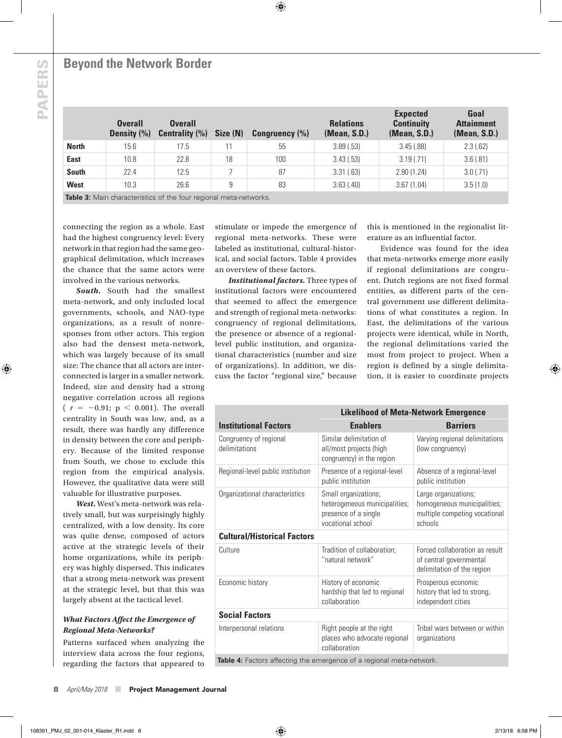| | Overall Density (%) | Overall Centrality (%) | Size (N) | Congruency (%) | Relations (Mean, S.D.) | Expected Continuity (Mean, S.D.) | Goal Attainment (Mean, S.D.) |
|---|---|---|---|---|---|---|---|
| **North** | 15.6 | 17.5 | 11 | 55 | 3.89 (.53) | 3.45 (.88) | 2.3 (.62) |
| **East** | 10.8 | 22.8 | 18 | 100 | 3.43 (.53) | 3.19 (.71) | 3.6 (.81) |
| **South** | 22.4 | 12.5 | 7 | 87 | 3.31 (.63) | 2.90 (1.24) | 3.0 (.71) |
| **West** | 10.3 | 26.6 | 9 | 83 | 3.63 (.40) | 3.67 (1.04) | 3.5 (1.0) |

**Table 3:** Main characteristics of the four regional meta-networks.

connecting the region as a whole. East had the highest congruency level: Every network in that region had the same geographical delimitation, which increases the chance that the same actors were involved in the various networks.

***South.*** South had the smallest meta-network, and only included local governments, schools, and NAO-type organizations, as a result of nonresponses from other actors. This region also had the densest meta-network, which was largely because of its small size: The chance that all actors are interconnected is larger in a smaller network. Indeed, size and density had a strong negative correlation across all regions ( $r = -0.91$; $p < 0.001$). The overall centrality in South was low, and, as a result, there was hardly any difference in density between the core and periphery. Because of the limited response from South, we chose to exclude this region from the empirical analysis. However, the qualitative data were still valuable for illustrative purposes.

***West.*** West's meta-network was relatively small, but was surprisingly highly centralized, with a low density. Its core was quite dense, composed of actors active at the strategic levels of their home organizations, while its periphery was highly dispersed. This indicates that a strong meta-network was present at the strategic level, but that this was largely absent at the tactical level.

### *What Factors Affect the Emergence of Regional Meta-Networks?*

Patterns surfaced when analyzing the interview data across the four regions, regarding the factors that appeared to stimulate or impede the emergence of regional meta-networks. These were labeled as institutional, cultural-historical, and social factors. Table 4 provides an overview of these factors.

***Institutional factors.*** Three types of institutional factors were encountered that seemed to affect the emergence and strength of regional meta-networks: congruency of regional delimitations, the presence or absence of a regional-level public institution, and organizational characteristics (number and size of organizations). In addition, we discuss the factor "regional size," because this is mentioned in the regionalist literature as an influential factor.

Evidence was found for the idea that meta-networks emerge more easily if regional delimitations are congruent. Dutch regions are not fixed formal entities, as different parts of the central government use different delimitations of what constitutes a region. In East, the delimitations of the various projects were identical, while in North, the regional delimitations varied the most from project to project. When a region is defined by a single delimitation, it is easier to coordinate projects

| | Likelihood of Meta-Network Emergence | |
|---|---|---|
| **Institutional Factors** | **Enablers** | **Barriers** |
| Congruency of regional delimitations | Similar delimitation of all/most projects (high congruency) in the region | Varying regional delimitations (low congruency) |
| Regional-level public institution | Presence of a regional-level public institution | Absence of a regional-level public institution |
| Organizational characteristics | Small organizations; heterogeneous municipalities; presence of a single vocational school | Large organizations; homogeneous municipalities; multiple competing vocational schools |
| **Cultural/Historical Factors** | | |
| Culture | Tradition of collaboration; "natural network" | Forced collaboration as result of central governmental delimitation of the region |
| Economic history | History of economic hardship that led to regional collaboration | Prosperous economic history that led to strong, independent cities |
| **Social Factors** | | |
| Interpersonal relations | Right people at the right places who advocate regional collaboration | Tribal wars between or within organizations |

**Table 4:** Factors affecting the emergence of a regional meta-network.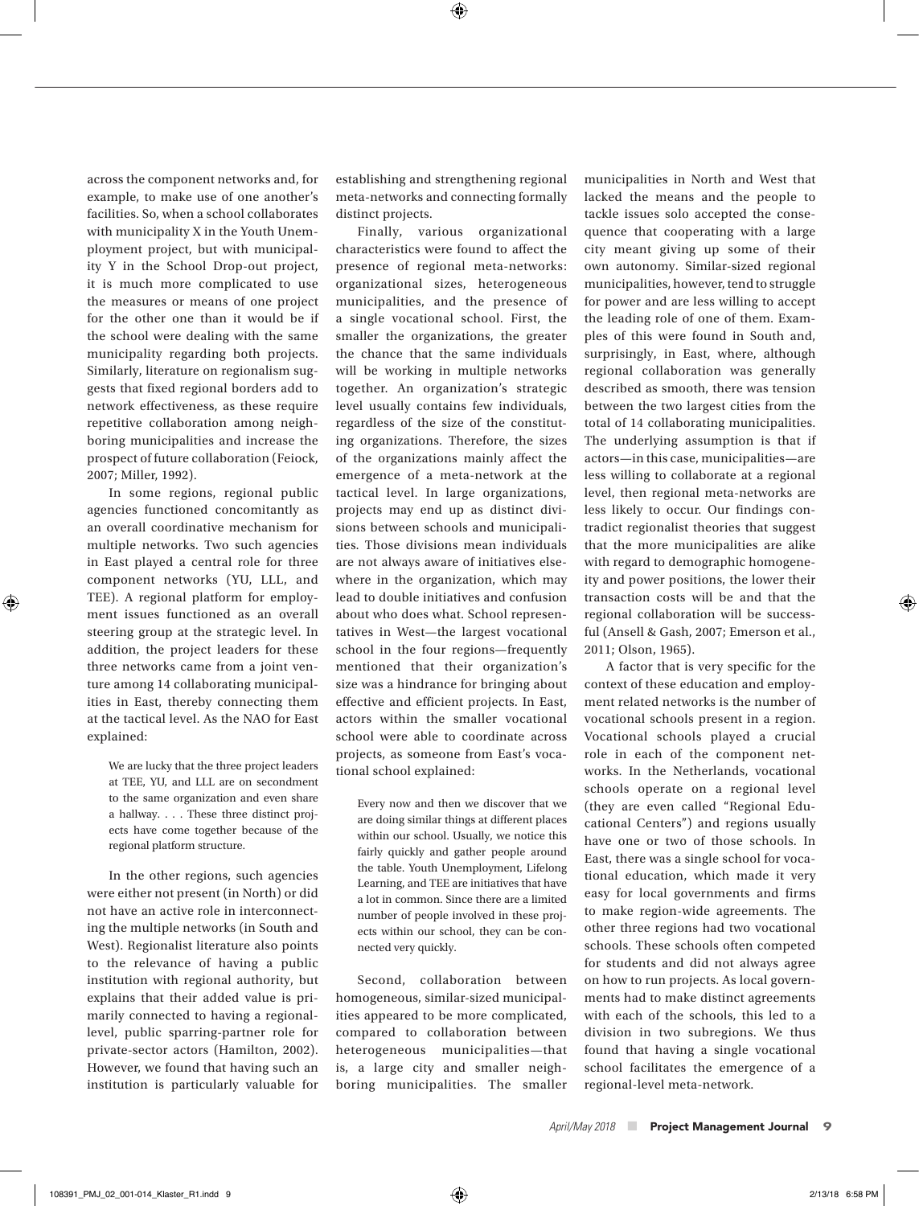across the component networks and, for example, to make use of one another's facilities. So, when a school collaborates with municipality X in the Youth Unemployment project, but with municipality Y in the School Drop-out project, it is much more complicated to use the measures or means of one project for the other one than it would be if the school were dealing with the same municipality regarding both projects. Similarly, literature on regionalism suggests that fixed regional borders add to network effectiveness, as these require repetitive collaboration among neighboring municipalities and increase the prospect of future collaboration (Feiock, 2007; Miller, 1992).

In some regions, regional public agencies functioned concomitantly as an overall coordinative mechanism for multiple networks. Two such agencies in East played a central role for three component networks (YU, LLL, and TEE). A regional platform for employment issues functioned as an overall steering group at the strategic level. In addition, the project leaders for these three networks came from a joint venture among 14 collaborating municipalities in East, thereby connecting them at the tactical level. As the NAO for East explained:

> We are lucky that the three project leaders at TEE, YU, and LLL are on secondment to the same organization and even share a hallway. . . . These three distinct projects have come together because of the regional platform structure.

In the other regions, such agencies were either not present (in North) or did not have an active role in interconnecting the multiple networks (in South and West). Regionalist literature also points to the relevance of having a public institution with regional authority, but explains that their added value is primarily connected to having a regional-level, public sparring-partner role for private-sector actors (Hamilton, 2002). However, we found that having such an institution is particularly valuable for establishing and strengthening regional meta-networks and connecting formally distinct projects.

Finally, various organizational characteristics were found to affect the presence of regional meta-networks: organizational sizes, heterogeneous municipalities, and the presence of a single vocational school. First, the smaller the organizations, the greater the chance that the same individuals will be working in multiple networks together. An organization's strategic level usually contains few individuals, regardless of the size of the constituting organizations. Therefore, the sizes of the organizations mainly affect the emergence of a meta-network at the tactical level. In large organizations, projects may end up as distinct divisions between schools and municipalities. Those divisions mean individuals are not always aware of initiatives elsewhere in the organization, which may lead to double initiatives and confusion about who does what. School representatives in West—the largest vocational school in the four regions—frequently mentioned that their organization's size was a hindrance for bringing about effective and efficient projects. In East, actors within the smaller vocational school were able to coordinate across projects, as someone from East's vocational school explained:

> Every now and then we discover that we are doing similar things at different places within our school. Usually, we notice this fairly quickly and gather people around the table. Youth Unemployment, Lifelong Learning, and TEE are initiatives that have a lot in common. Since there are a limited number of people involved in these projects within our school, they can be connected very quickly.

Second, collaboration between homogeneous, similar-sized municipalities appeared to be more complicated, compared to collaboration between heterogeneous municipalities—that is, a large city and smaller neighboring municipalities. The smaller municipalities in North and West that lacked the means and the people to tackle issues solo accepted the consequence that cooperating with a large city meant giving up some of their own autonomy. Similar-sized regional municipalities, however, tend to struggle for power and are less willing to accept the leading role of one of them. Examples of this were found in South and, surprisingly, in East, where, although regional collaboration was generally described as smooth, there was tension between the two largest cities from the total of 14 collaborating municipalities. The underlying assumption is that if actors—in this case, municipalities—are less willing to collaborate at a regional level, then regional meta-networks are less likely to occur. Our findings contradict regionalist theories that suggest that the more municipalities are alike with regard to demographic homogeneity and power positions, the lower their transaction costs will be and that the regional collaboration will be successful (Ansell & Gash, 2007; Emerson et al., 2011; Olson, 1965).

A factor that is very specific for the context of these education and employment related networks is the number of vocational schools present in a region. Vocational schools played a crucial role in each of the component networks. In the Netherlands, vocational schools operate on a regional level (they are even called "Regional Educational Centers") and regions usually have one or two of those schools. In East, there was a single school for vocational education, which made it very easy for local governments and firms to make region-wide agreements. The other three regions had two vocational schools. These schools often competed for students and did not always agree on how to run projects. As local governments had to make distinct agreements with each of the schools, this led to a division in two subregions. We thus found that having a single vocational school facilitates the emergence of a regional-level meta-network.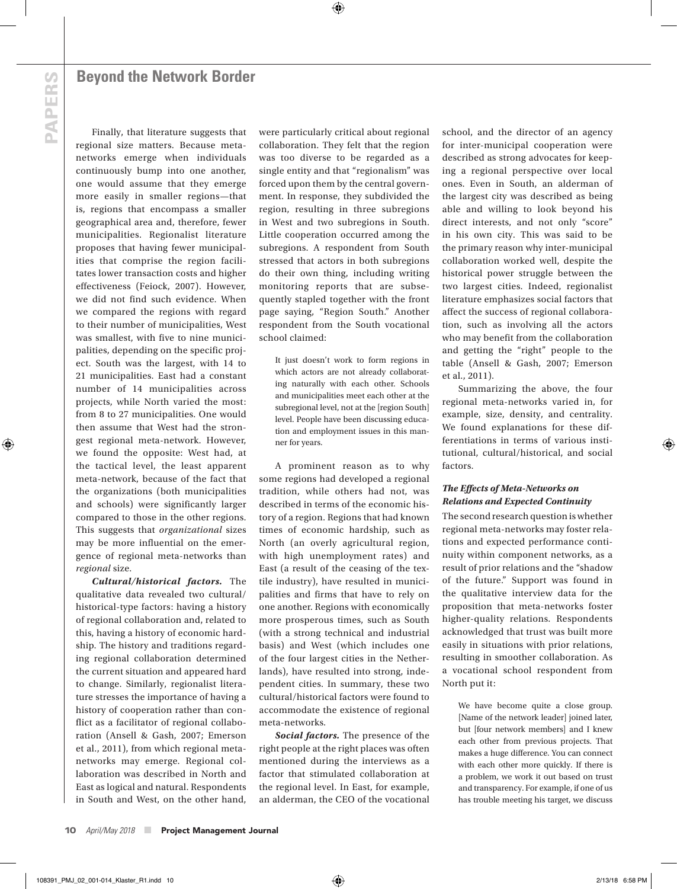Finally, that literature suggests that regional size matters. Because meta-networks emerge when individuals continuously bump into one another, one would assume that they emerge more easily in smaller regions—that is, regions that encompass a smaller geographical area and, therefore, fewer municipalities. Regionalist literature proposes that having fewer municipalities that comprise the region facilitates lower transaction costs and higher effectiveness (Feiock, 2007). However, we did not find such evidence. When we compared the regions with regard to their number of municipalities, West was smallest, with five to nine municipalities, depending on the specific project. South was the largest, with 14 to 21 municipalities. East had a constant number of 14 municipalities across projects, while North varied the most: from 8 to 27 municipalities. One would then assume that West had the strongest regional meta-network. However, we found the opposite: West had, at the tactical level, the least apparent meta-network, because of the fact that the organizations (both municipalities and schools) were significantly larger compared to those in the other regions. This suggests that *organizational* sizes may be more influential on the emergence of regional meta-networks than *regional* size.

***Cultural/historical factors.*** The qualitative data revealed two cultural/historical-type factors: having a history of regional collaboration and, related to this, having a history of economic hardship. The history and traditions regarding regional collaboration determined the current situation and appeared hard to change. Similarly, regionalist literature stresses the importance of having a history of cooperation rather than conflict as a facilitator of regional collaboration (Ansell & Gash, 2007; Emerson et al., 2011), from which regional meta-networks may emerge. Regional collaboration was described in North and East as logical and natural. Respondents in South and West, on the other hand, were particularly critical about regional collaboration. They felt that the region was too diverse to be regarded as a single entity and that "regionalism" was forced upon them by the central government. In response, they subdivided the region, resulting in three subregions in West and two subregions in South. Little cooperation occurred among the subregions. A respondent from South stressed that actors in both subregions do their own thing, including writing monitoring reports that are subsequently stapled together with the front page saying, "Region South." Another respondent from the South vocational school claimed:

> It just doesn't work to form regions in which actors are not already collaborating naturally with each other. Schools and municipalities meet each other at the subregional level, not at the [region South] level. People have been discussing education and employment issues in this manner for years.

A prominent reason as to why some regions had developed a regional tradition, while others had not, was described in terms of the economic history of a region. Regions that had known times of economic hardship, such as North (an overly agricultural region, with high unemployment rates) and East (a result of the ceasing of the textile industry), have resulted in municipalities and firms that have to rely on one another. Regions with economically more prosperous times, such as South (with a strong technical and industrial basis) and West (which includes one of the four largest cities in the Netherlands), have resulted into strong, independent cities. In summary, these two cultural/historical factors were found to accommodate the existence of regional meta-networks.

***Social factors.*** The presence of the right people at the right places was often mentioned during the interviews as a factor that stimulated collaboration at the regional level. In East, for example, an alderman, the CEO of the vocational school, and the director of an agency for inter-municipal cooperation were described as strong advocates for keeping a regional perspective over local ones. Even in South, an alderman of the largest city was described as being able and willing to look beyond his direct interests, and not only "score" in his own city. This was said to be the primary reason why inter-municipal collaboration worked well, despite the historical power struggle between the two largest cities. Indeed, regionalist literature emphasizes social factors that affect the success of regional collaboration, such as involving all the actors who may benefit from the collaboration and getting the "right" people to the table (Ansell & Gash, 2007; Emerson et al., 2011).

Summarizing the above, the four regional meta-networks varied in, for example, size, density, and centrality. We found explanations for these differentiations in terms of various institutional, cultural/historical, and social factors.

### *The Effects of Meta-Networks on Relations and Expected Continuity*

The second research question is whether regional meta-networks may foster relations and expected performance continuity within component networks, as a result of prior relations and the "shadow of the future." Support was found in the qualitative interview data for the proposition that meta-networks foster higher-quality relations. Respondents acknowledged that trust was built more easily in situations with prior relations, resulting in smoother collaboration. As a vocational school respondent from North put it:

> We have become quite a close group. [Name of the network leader] joined later, but [four network members] and I knew each other from previous projects. That makes a huge difference. You can connect with each other more quickly. If there is a problem, we work it out based on trust and transparency. For example, if one of us has trouble meeting his target, we discuss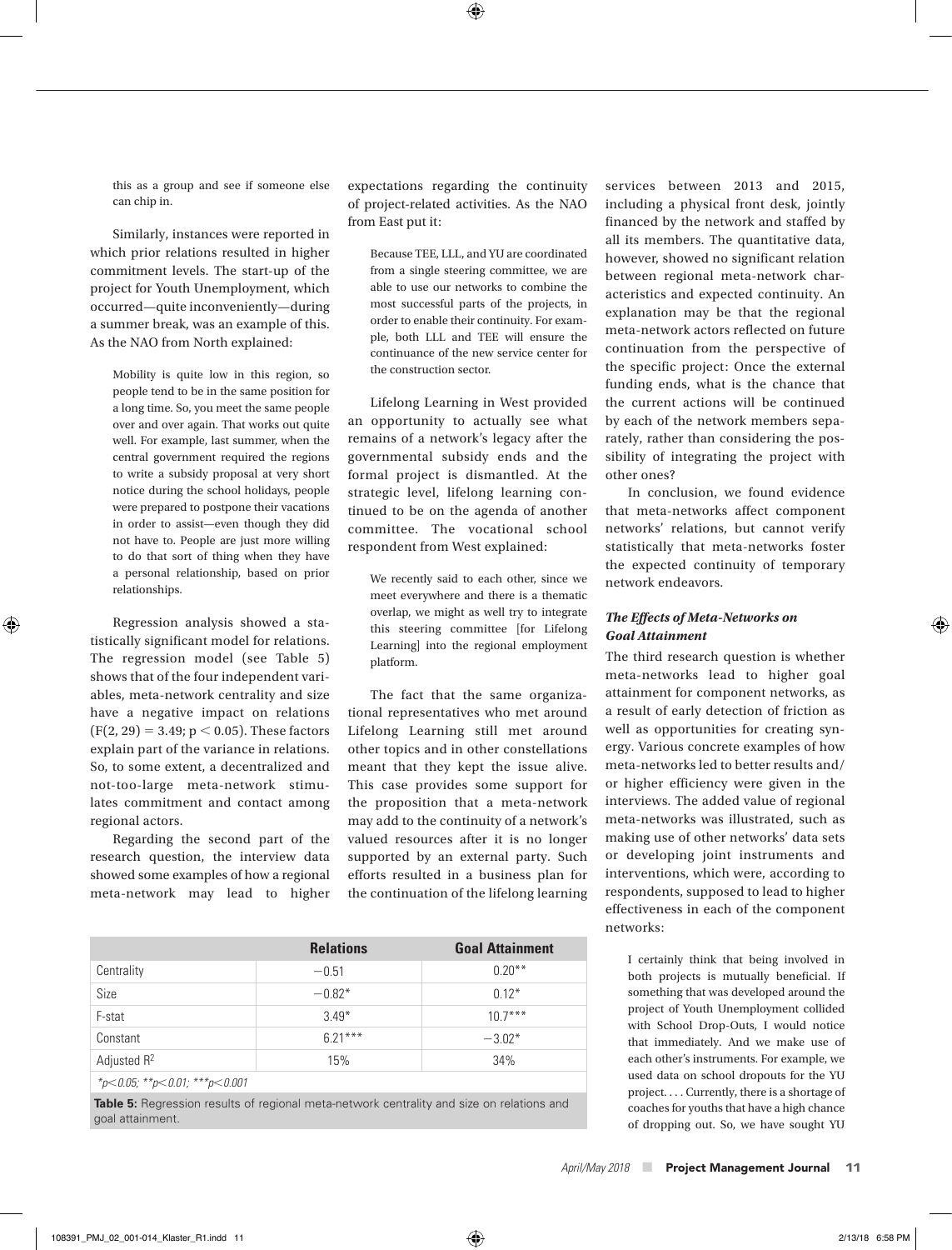this as a group and see if someone else can chip in.

Similarly, instances were reported in which prior relations resulted in higher commitment levels. The start-up of the project for Youth Unemployment, which occurred—quite inconveniently—during a summer break, was an example of this. As the NAO from North explained:

> Mobility is quite low in this region, so people tend to be in the same position for a long time. So, you meet the same people over and over again. That works out quite well. For example, last summer, when the central government required the regions to write a subsidy proposal at very short notice during the school holidays, people were prepared to postpone their vacations in order to assist—even though they did not have to. People are just more willing to do that sort of thing when they have a personal relationship, based on prior relationships.

Regression analysis showed a statistically significant model for relations. The regression model (see Table 5) shows that of the four independent variables, meta-network centrality and size have a negative impact on relations ($F(2, 29) = 3.49$; $p < 0.05$). These factors explain part of the variance in relations. So, to some extent, a decentralized and not-too-large meta-network stimulates commitment and contact among regional actors.

Regarding the second part of the research question, the interview data showed some examples of how a regional meta-network may lead to higher expectations regarding the continuity of project-related activities. As the NAO from East put it:

> Because TEE, LLL, and YU are coordinated from a single steering committee, we are able to use our networks to combine the most successful parts of the projects, in order to enable their continuity. For example, both LLL and TEE will ensure the continuance of the new service center for the construction sector.

Lifelong Learning in West provided an opportunity to actually see what remains of a network's legacy after the governmental subsidy ends and the formal project is dismantled. At the strategic level, lifelong learning continued to be on the agenda of another committee. The vocational school respondent from West explained:

> We recently said to each other, since we meet everywhere and there is a thematic overlap, we might as well try to integrate this steering committee [for Lifelong Learning] into the regional employment platform.

The fact that the same organizational representatives who met around Lifelong Learning still met around other topics and in other constellations meant that they kept the issue alive. This case provides some support for the proposition that a meta-network may add to the continuity of a network's valued resources after it is no longer supported by an external party. Such efforts resulted in a business plan for the continuation of the lifelong learning services between 2013 and 2015, including a physical front desk, jointly financed by the network and staffed by all its members. The quantitative data, however, showed no significant relation between regional meta-network characteristics and expected continuity. An explanation may be that the regional meta-network actors reflected on future continuation from the perspective of the specific project: Once the external funding ends, what is the chance that the current actions will be continued by each of the network members separately, rather than considering the possibility of integrating the project with other ones?

In conclusion, we found evidence that meta-networks affect component networks' relations, but cannot verify statistically that meta-networks foster the expected continuity of temporary network endeavors.

### *The Effects of Meta-Networks on Goal Attainment*

The third research question is whether meta-networks lead to higher goal attainment for component networks, as a result of early detection of friction as well as opportunities for creating synergy. Various concrete examples of how meta-networks led to better results and/or higher efficiency were given in the interviews. The added value of regional meta-networks was illustrated, such as making use of other networks' data sets or developing joint instruments and interventions, which were, according to respondents, supposed to lead to higher effectiveness in each of the component networks:

> I certainly think that being involved in both projects is mutually beneficial. If something that was developed around the project of Youth Unemployment collided with School Drop-Outs, I would notice that immediately. And we make use of each other's instruments. For example, we used data on school dropouts for the YU project. . . . Currently, there is a shortage of coaches for youths that have a high chance of dropping out. So, we have sought YU

| | Relations | Goal Attainment |
|---|---|---|
| Centrality | −0.51 | 0.20** |
| Size | −0.82* | 0.12* |
| F-stat | 3.49* | 10.7*** |
| Constant | 6.21*** | −3.02* |
| Adjusted $R^2$ | 15% | 34% |

*$p<0.05$; **$p<0.01$; ***$p<0.001$

**Table 5:** Regression results of regional meta-network centrality and size on relations and goal attainment.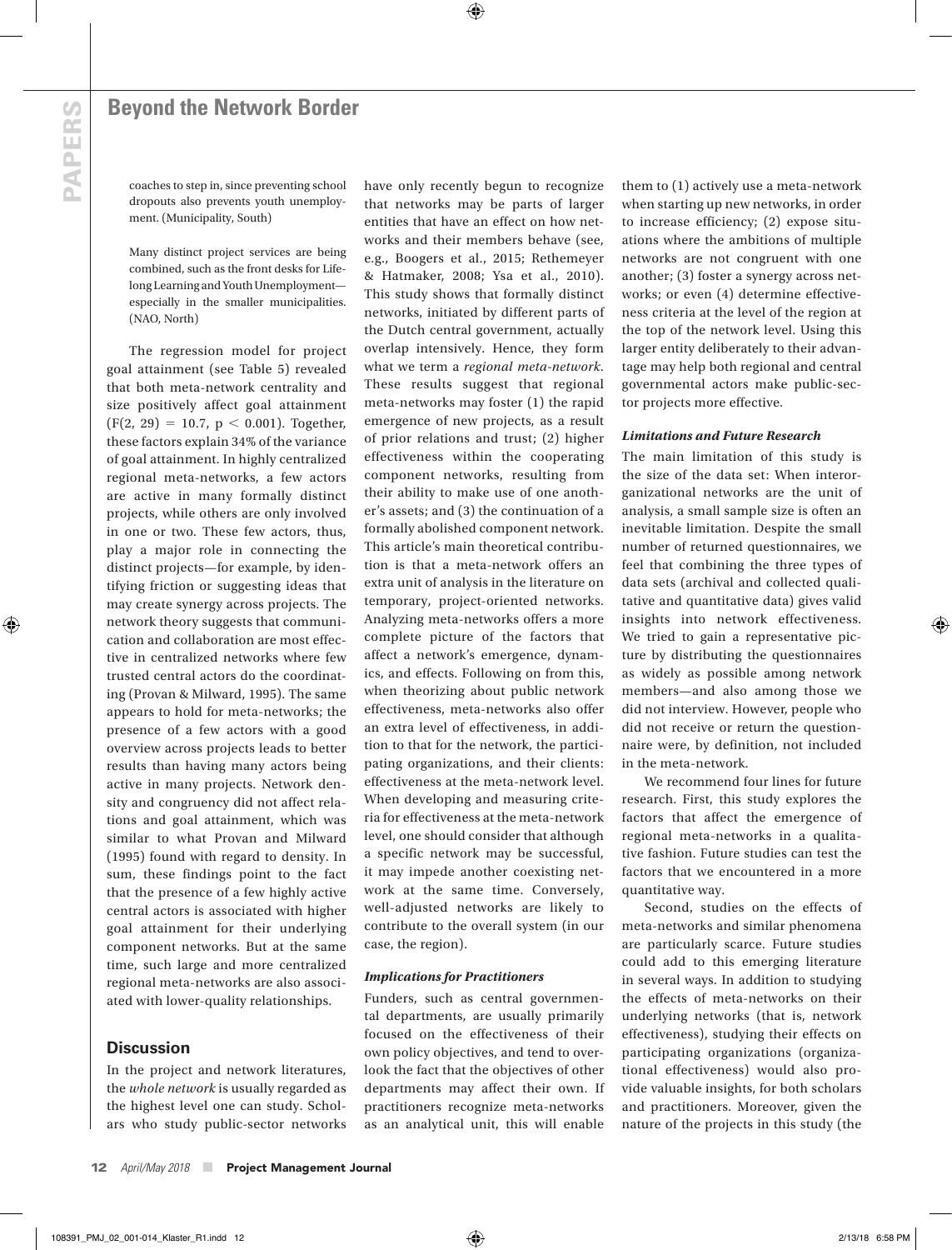coaches to step in, since preventing school dropouts also prevents youth unemployment. (Municipality, South)

Many distinct project services are being combined, such as the front desks for Lifelong Learning and Youth Unemployment—especially in the smaller municipalities. (NAO, North)

The regression model for project goal attainment (see Table 5) revealed that both meta-network centrality and size positively affect goal attainment ($F(2, 29) = 10.7$, $p < 0.001$). Together, these factors explain 34% of the variance of goal attainment. In highly centralized regional meta-networks, a few actors are active in many formally distinct projects, while others are only involved in one or two. These few actors, thus, play a major role in connecting the distinct projects—for example, by identifying friction or suggesting ideas that may create synergy across projects. The network theory suggests that communication and collaboration are most effective in centralized networks where few trusted central actors do the coordinating (Provan & Milward, 1995). The same appears to hold for meta-networks; the presence of a few actors with a good overview across projects leads to better results than having many actors being active in many projects. Network density and congruency did not affect relations and goal attainment, which was similar to what Provan and Milward (1995) found with regard to density. In sum, these findings point to the fact that the presence of a few highly active central actors is associated with higher goal attainment for their underlying component networks. But at the same time, such large and more centralized regional meta-networks are also associated with lower-quality relationships.

## Discussion

In the project and network literatures, the *whole network* is usually regarded as the highest level one can study. Scholars who study public-sector networks have only recently begun to recognize that networks may be parts of larger entities that have an effect on how networks and their members behave (see, e.g., Boogers et al., 2015; Rethemeyer & Hatmaker, 2008; Ysa et al., 2010). This study shows that formally distinct networks, initiated by different parts of the Dutch central government, actually overlap intensively. Hence, they form what we term a *regional meta-network*. These results suggest that regional meta-networks may foster (1) the rapid emergence of new projects, as a result of prior relations and trust; (2) higher effectiveness within the cooperating component networks, resulting from their ability to make use of one another's assets; and (3) the continuation of a formally abolished component network. This article's main theoretical contribution is that a meta-network offers an extra unit of analysis in the literature on temporary, project-oriented networks. Analyzing meta-networks offers a more complete picture of the factors that affect a network's emergence, dynamics, and effects. Following on from this, when theorizing about public network effectiveness, meta-networks also offer an extra level of effectiveness, in addition to that for the network, the participating organizations, and their clients: effectiveness at the meta-network level. When developing and measuring criteria for effectiveness at the meta-network level, one should consider that although a specific network may be successful, it may impede another coexisting network at the same time. Conversely, well-adjusted networks are likely to contribute to the overall system (in our case, the region).

### *Implications for Practitioners*

Funders, such as central governmental departments, are usually primarily focused on the effectiveness of their own policy objectives, and tend to overlook the fact that the objectives of other departments may affect their own. If practitioners recognize meta-networks as an analytical unit, this will enable them to (1) actively use a meta-network when starting up new networks, in order to increase efficiency; (2) expose situations where the ambitions of multiple networks are not congruent with one another; (3) foster a synergy across networks; or even (4) determine effectiveness criteria at the level of the region at the top of the network level. Using this larger entity deliberately to their advantage may help both regional and central governmental actors make public-sector projects more effective.

### *Limitations and Future Research*

The main limitation of this study is the size of the data set: When interorganizational networks are the unit of analysis, a small sample size is often an inevitable limitation. Despite the small number of returned questionnaires, we feel that combining the three types of data sets (archival and collected qualitative and quantitative data) gives valid insights into network effectiveness. We tried to gain a representative picture by distributing the questionnaires as widely as possible among network members—and also among those we did not interview. However, people who did not receive or return the questionnaire were, by definition, not included in the meta-network.

We recommend four lines for future research. First, this study explores the factors that affect the emergence of regional meta-networks in a qualitative fashion. Future studies can test the factors that we encountered in a more quantitative way.

Second, studies on the effects of meta-networks and similar phenomena are particularly scarce. Future studies could add to this emerging literature in several ways. In addition to studying the effects of meta-networks on their underlying networks (that is, network effectiveness), studying their effects on participating organizations (organizational effectiveness) would also provide valuable insights, for both scholars and practitioners. Moreover, given the nature of the projects in this study (the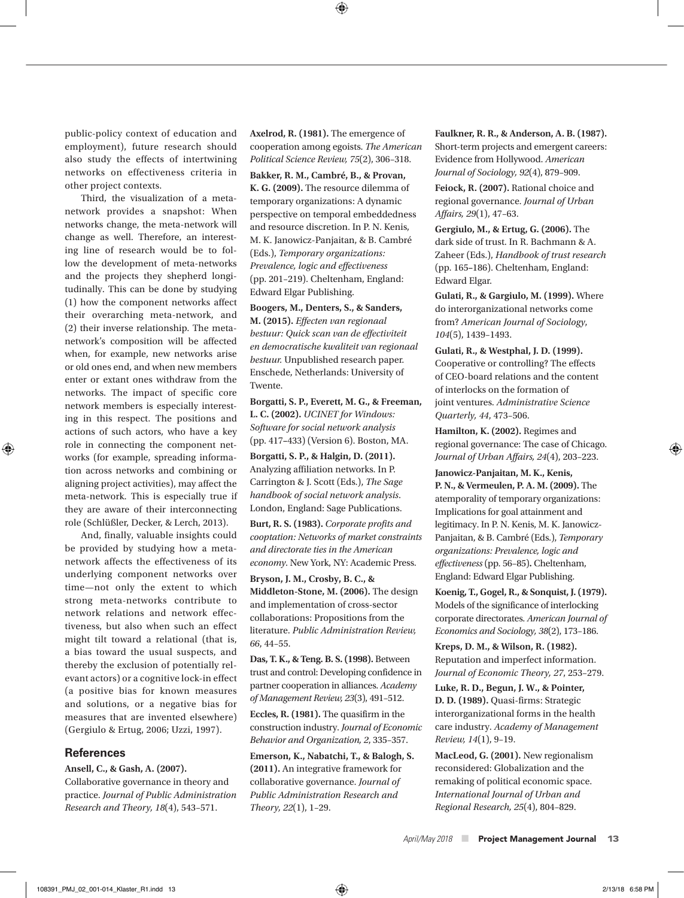public-policy context of education and employment), future research should also study the effects of intertwining networks on effectiveness criteria in other project contexts.

Third, the visualization of a meta-network provides a snapshot: When networks change, the meta-network will change as well. Therefore, an interesting line of research would be to follow the development of meta-networks and the projects they shepherd longitudinally. This can be done by studying (1) how the component networks affect their overarching meta-network, and (2) their inverse relationship. The meta-network's composition will be affected when, for example, new networks arise or old ones end, and when new members enter or extant ones withdraw from the networks. The impact of specific core network members is especially interesting in this respect. The positions and actions of such actors, who have a key role in connecting the component networks (for example, spreading information across networks and combining or aligning project activities), may affect the meta-network. This is especially true if they are aware of their interconnecting role (Schlüßler, Decker, & Lerch, 2013).

And, finally, valuable insights could be provided by studying how a meta-network affects the effectiveness of its underlying component networks over time—not only the extent to which strong meta-networks contribute to network relations and network effectiveness, but also when such an effect might tilt toward a relational (that is, a bias toward the usual suspects, and thereby the exclusion of potentially relevant actors) or a cognitive lock-in effect (a positive bias for known measures and solutions, or a negative bias for measures that are invented elsewhere) (Gergiulo & Ertug, 2006; Uzzi, 1997).

## References

**Ansell, C., & Gash, A. (2007).** Collaborative governance in theory and practice. *Journal of Public Administration Research and Theory, 18*(4), 543–571.

**Axelrod, R. (1981).** The emergence of cooperation among egoists. *The American Political Science Review, 75*(2), 306–318.

**Bakker, R. M., Cambré, B., & Provan, K. G. (2009).** The resource dilemma of temporary organizations: A dynamic perspective on temporal embeddedness and resource discretion. In P. N. Kenis, M. K. Janowicz-Panjaitan, & B. Cambré (Eds.), *Temporary organizations: Prevalence, logic and effectiveness* (pp. 201–219). Cheltenham, England: Edward Elgar Publishing.

**Boogers, M., Denters, S., & Sanders, M. (2015).** *Effecten van regionaal bestuur: Quick scan van de effectiviteit en democratische kwaliteit van regionaal bestuur.* Unpublished research paper. Enschede, Netherlands: University of Twente.

**Borgatti, S. P., Everett, M. G., & Freeman, L. C. (2002).** *UCINET for Windows: Software for social network analysis* (pp. 417–433) (Version 6). Boston, MA.

**Borgatti, S. P., & Halgin, D. (2011).** Analyzing affiliation networks. In P. Carrington & J. Scott (Eds.), *The Sage handbook of social network analysis*. London, England: Sage Publications.

**Burt, R. S. (1983).** *Corporate profits and cooptation: Networks of market constraints and directorate ties in the American economy*. New York, NY: Academic Press.

**Bryson, J. M., Crosby, B. C., & Middleton-Stone, M. (2006).** The design and implementation of cross-sector collaborations: Propositions from the literature. *Public Administration Review, 66*, 44–55.

**Das, T. K., & Teng. B. S. (1998).** Between trust and control: Developing confidence in partner cooperation in alliances. *Academy of Management Review, 23*(3), 491–512.

**Eccles, R. (1981).** The quasifirm in the construction industry. *Journal of Economic Behavior and Organization, 2*, 335–357.

**Emerson, K., Nabatchi, T., & Balogh, S. (2011).** An integrative framework for collaborative governance. *Journal of Public Administration Research and Theory, 22*(1), 1–29.

**Faulkner, R. R., & Anderson, A. B. (1987).** Short-term projects and emergent careers: Evidence from Hollywood. *American Journal of Sociology, 92*(4), 879–909.

**Feiock, R. (2007).** Rational choice and regional governance. *Journal of Urban Affairs, 29*(1), 47–63.

**Gergiulo, M., & Ertug, G. (2006).** The dark side of trust. In R. Bachmann & A. Zaheer (Eds.), *Handbook of trust research* (pp. 165–186). Cheltenham, England: Edward Elgar.

**Gulati, R., & Gargiulo, M. (1999).** Where do interorganizational networks come from? *American Journal of Sociology, 104*(5), 1439–1493.

**Gulati, R., & Westphal, J. D. (1999).** Cooperative or controlling? The effects of CEO-board relations and the content of interlocks on the formation of joint ventures. *Administrative Science Quarterly, 44*, 473–506.

**Hamilton, K. (2002).** Regimes and regional governance: The case of Chicago. *Journal of Urban Affairs, 24*(4), 203–223.

**Janowicz-Panjaitan, M. K., Kenis, P. N., & Vermeulen, P. A. M. (2009).** The atemporality of temporary organizations: Implications for goal attainment and legitimacy. In P. N. Kenis, M. K. Janowicz-Panjaitan, & B. Cambré (Eds.), *Temporary organizations: Prevalence, logic and effectiveness* (pp. 56–85). Cheltenham, England: Edward Elgar Publishing.

**Koenig, T., Gogel, R., & Sonquist, J. (1979).** Models of the significance of interlocking corporate directorates. *American Journal of Economics and Sociology, 38*(2), 173–186.

**Kreps, D. M., & Wilson, R. (1982).** Reputation and imperfect information. *Journal of Economic Theory, 27*, 253–279.

**Luke, R. D., Begun, J. W., & Pointer, D. D. (1989).** Quasi-firms: Strategic interorganizational forms in the health care industry. *Academy of Management Review, 14*(1), 9–19.

**MacLeod, G. (2001).** New regionalism reconsidered: Globalization and the remaking of political economic space. *International Journal of Urban and Regional Research, 25*(4), 804–829.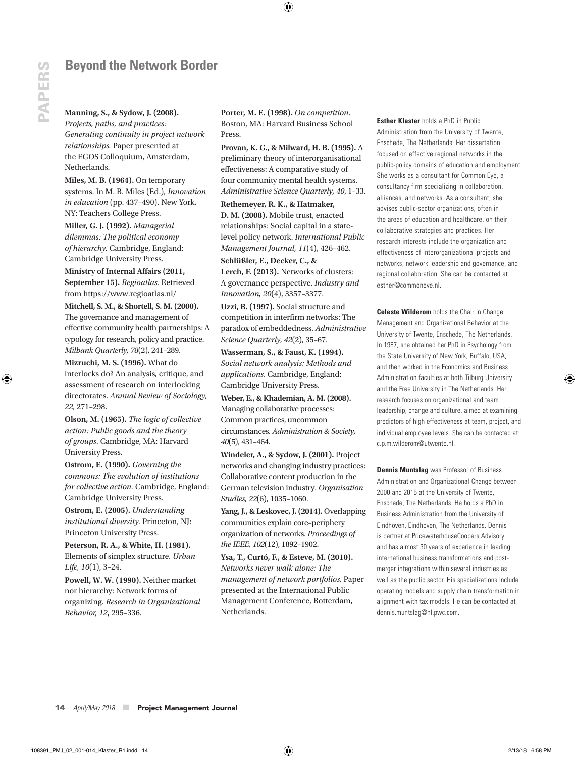**Manning, S., & Sydow, J. (2008).** *Projects, paths, and practices: Generating continuity in project network relationships.* Paper presented at the EGOS Colloquium, Amsterdam, Netherlands.

**Miles, M. B. (1964).** On temporary systems. In M. B. Miles (Ed.), *Innovation in education* (pp. 437–490). New York, NY: Teachers College Press.

**Miller, G. J. (1992).** *Managerial dilemmas: The political economy of hierarchy.* Cambridge, England: Cambridge University Press.

**Ministry of Internal Affairs (2011, September 15).** *Regioatlas.* Retrieved from https://www.regioatlas.nl/

**Mitchell, S. M., & Shortell, S. M. (2000).** The governance and management of effective community health partnerships: A typology for research, policy and practice. *Milbank Quarterly, 78*(2), 241–289.

**Mizruchi, M. S. (1996).** What do interlocks do? An analysis, critique, and assessment of research on interlocking directorates. *Annual Review of Sociology, 22*, 271–298.

**Olson, M. (1965).** *The logic of collective action: Public goods and the theory of groups*. Cambridge, MA: Harvard University Press.

**Ostrom, E. (1990).** *Governing the commons: The evolution of institutions for collective action.* Cambridge, England: Cambridge University Press.

**Ostrom, E. (2005).** *Understanding institutional diversity.* Princeton, NJ: Princeton University Press.

**Peterson, R. A., & White, H. (1981).** Elements of simplex structure. *Urban Life, 10*(1), 3–24.

**Powell, W. W. (1990).** Neither market nor hierarchy: Network forms of organizing. *Research in Organizational Behavior, 12*, 295–336.

**Porter, M. E. (1998).** *On competition*. Boston, MA: Harvard Business School Press.

**Provan, K. G., & Milward, H. B. (1995).** A preliminary theory of interorganisational effectiveness: A comparative study of four community mental health systems. *Administrative Science Quarterly, 40*, 1–33.

**Rethemeyer, R. K., & Hatmaker, D. M. (2008).** Mobile trust, enacted relationships: Social capital in a state-level policy network. *International Public Management Journal, 11*(4), 426–462.

**Schlüßler, E., Decker, C., & Lerch, F. (2013).** Networks of clusters: A governance perspective. *Industry and Innovation, 20*(4), 3357–3377.

**Uzzi, B. (1997).** Social structure and competition in interfirm networks: The paradox of embeddedness. *Administrative Science Quarterly, 42*(2), 35–67.

**Wasserman, S., & Faust, K. (1994).** *Social network analysis: Methods and applications*. Cambridge, England: Cambridge University Press.

**Weber, E., & Khademian, A. M. (2008).** Managing collaborative processes: Common practices, uncommon circumstances. *Administration & Society, 40*(5), 431–464.

**Windeler, A., & Sydow, J. (2001).** Project networks and changing industry practices: Collaborative content production in the German television industry. *Organisation Studies, 22*(6), 1035–1060.

**Yang, J., & Leskovec, J. (2014).** Overlapping communities explain core–periphery organization of networks. *Proceedings of the IEEE, 102*(12), 1892–1902.

**Ysa, T., Curtó, F., & Esteve, M. (2010).** *Networks never walk alone: The management of network portfolios.* Paper presented at the International Public Management Conference, Rotterdam, Netherlands.

---

**Esther Klaster** holds a PhD in Public Administration from the University of Twente, Enschede, The Netherlands. Her dissertation focused on effective regional networks in the public-policy domains of education and employment. She works as a consultant for Common Eye, a consultancy firm specializing in collaboration, alliances, and networks. As a consultant, she advises public-sector organizations, often in the areas of education and healthcare, on their collaborative strategies and practices. Her research interests include the organization and effectiveness of interorganizational projects and networks, network leadership and governance, and regional collaboration. She can be contacted at esther@commoneye.nl.

**Celeste Wilderom** holds the Chair in Change Management and Organizational Behavior at the University of Twente, Enschede, The Netherlands. In 1987, she obtained her PhD in Psychology from the State University of New York, Buffalo, USA, and then worked in the Economics and Business Administration faculties at both Tilburg University and the Free University in The Netherlands. Her research focuses on organizational and team leadership, change and culture, aimed at examining predictors of high effectiveness at team, project, and individual employee levels. She can be contacted at c.p.m.wilderom@utwente.nl.

**Dennis Muntslag** was Professor of Business Administration and Organizational Change between 2000 and 2015 at the University of Twente, Enschede, The Netherlands. He holds a PhD in Business Administration from the University of Eindhoven, Eindhoven, The Netherlands. Dennis is partner at PricewaterhouseCoopers Advisory and has almost 30 years of experience in leading international business transformations and post-merger integrations within several industries as well as the public sector. His specializations include operating models and supply chain transformation in alignment with tax models. He can be contacted at dennis.muntslag@nl.pwc.com.